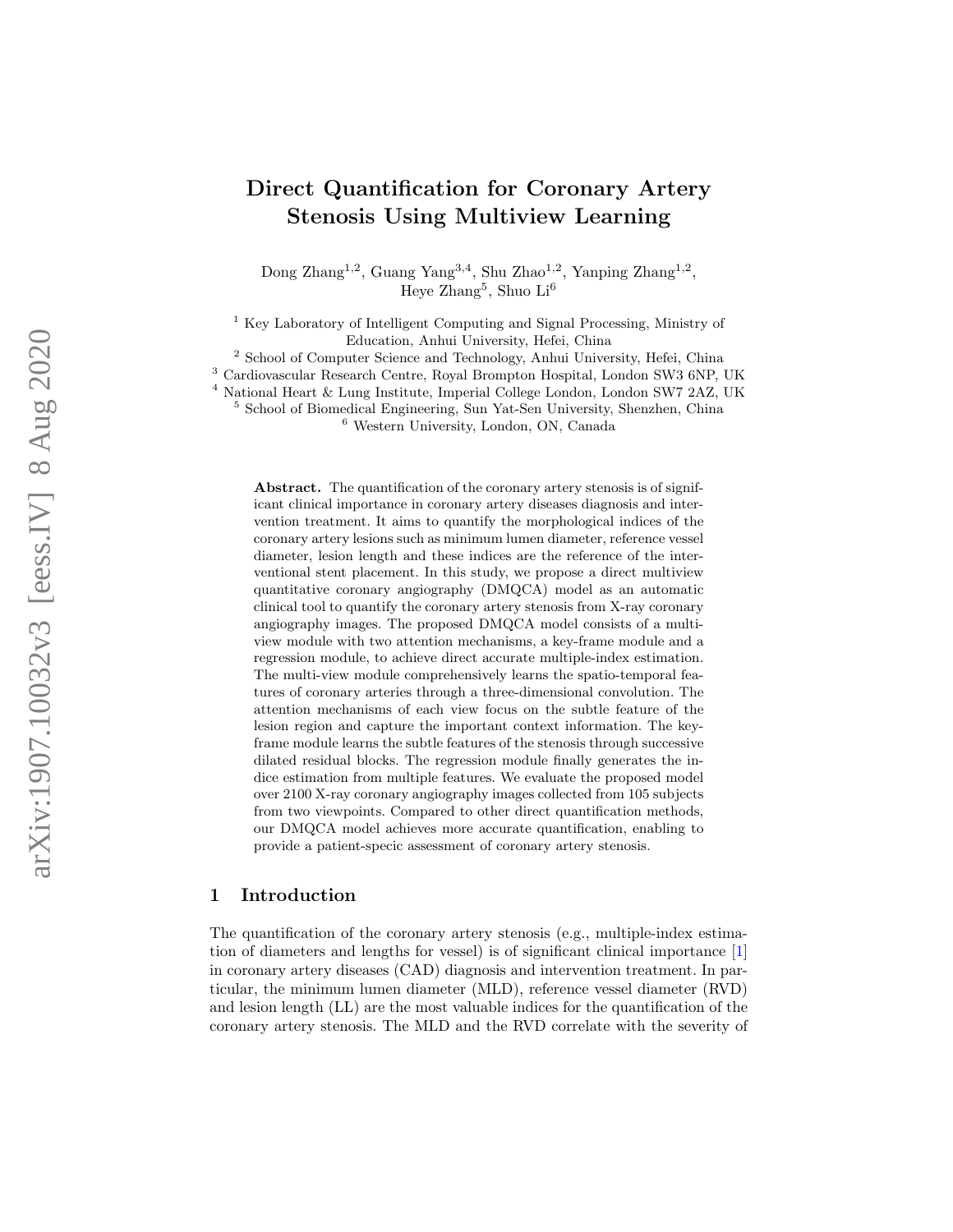# Direct Quantification for Coronary Artery Stenosis Using Multiview Learning

Dong Zhang[1,2], Guang Yang[3,4], Shu Zhao[1,2], Yanping Zhang[1,2], Heye Zhang[5], Shuo Li[6]

[1] Key Laboratory of Intelligent Computing and Signal Processing, Ministry of Education, Anhui University, Hefei, China
[2] School of Computer Science and Technology, Anhui University, Hefei, China
[3] Cardiovascular Research Centre, Royal Brompton Hospital, London SW3 6NP, UK
[4] National Heart & Lung Institute, Imperial College London, London SW7 2AZ, UK
[5] School of Biomedical Engineering, Sun Yat-Sen University, Shenzhen, China
[6] Western University, London, ON, Canada

**Abstract.** The quantification of the coronary artery stenosis is of significant clinical importance in coronary artery diseases diagnosis and intervention treatment. It aims to quantify the morphological indices of the coronary artery lesions such as minimum lumen diameter, reference vessel diameter, lesion length and these indices are the reference of the interventional stent placement. In this study, we propose a direct multiview quantitative coronary angiography (DMQCA) model as an automatic clinical tool to quantify the coronary artery stenosis from X-ray coronary angiography images. The proposed DMQCA model consists of a multiview module with two attention mechanisms, a key-frame module and a regression module, to achieve direct accurate multiple-index estimation. The multi-view module comprehensively learns the spatio-temporal features of coronary arteries through a three-dimensional convolution. The attention mechanisms of each view focus on the subtle feature of the lesion region and capture the important context information. The key-frame module learns the subtle features of the stenosis through successive dilated residual blocks. The regression module finally generates the indice estimation from multiple features. We evaluate the proposed model over 2100 X-ray coronary angiography images collected from 105 subjects from two viewpoints. Compared to other direct quantification methods, our DMQCA model achieves more accurate quantification, enabling to provide a patient-specic assessment of coronary artery stenosis.

## 1 Introduction

The quantification of the coronary artery stenosis (e.g., multiple-index estimation of diameters and lengths for vessel) is of significant clinical importance [1] in coronary artery diseases (CAD) diagnosis and intervention treatment. In particular, the minimum lumen diameter (MLD), reference vessel diameter (RVD) and lesion length (LL) are the most valuable indices for the quantification of the coronary artery stenosis. The MLD and the RVD correlate with the severity of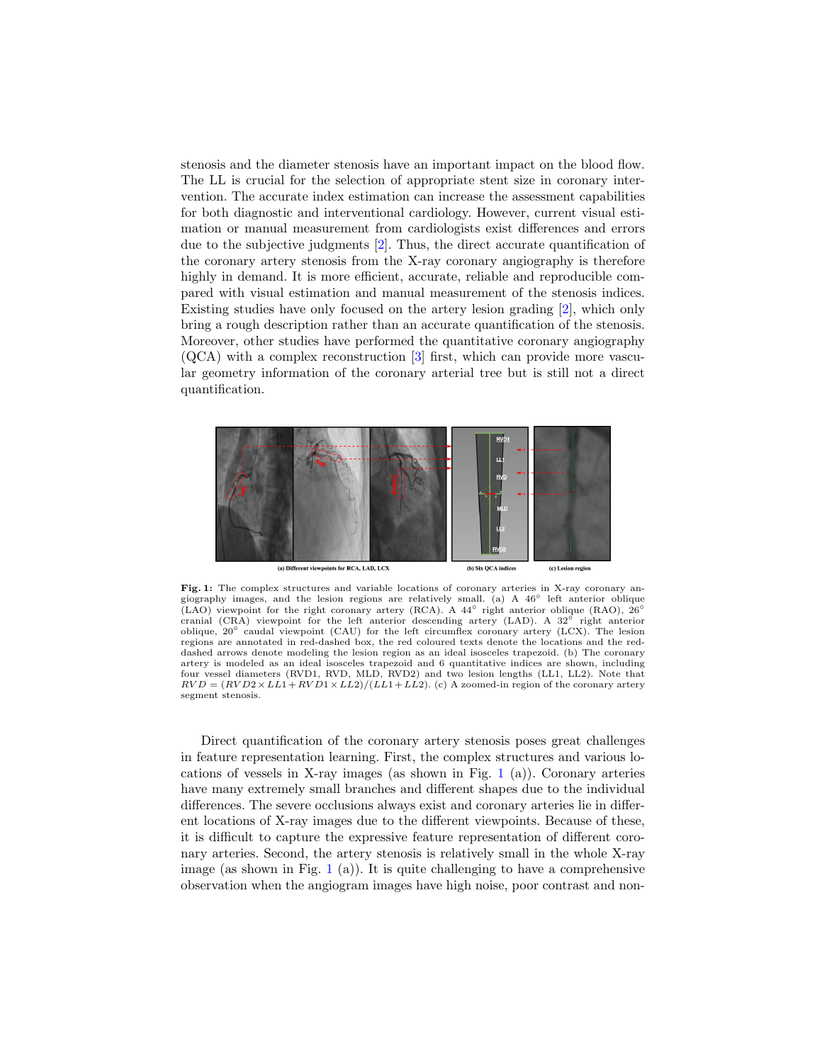stenosis and the diameter stenosis have an important impact on the blood flow. The LL is crucial for the selection of appropriate stent size in coronary intervention. The accurate index estimation can increase the assessment capabilities for both diagnostic and interventional cardiology. However, current visual estimation or manual measurement from cardiologists exist differences and errors due to the subjective judgments [2]. Thus, the direct accurate quantification of the coronary artery stenosis from the X-ray coronary angiography is therefore highly in demand. It is more efficient, accurate, reliable and reproducible compared with visual estimation and manual measurement of the stenosis indices. Existing studies have only focused on the artery lesion grading [2], which only bring a rough description rather than an accurate quantification of the stenosis. Moreover, other studies have performed the quantitative coronary angiography (QCA) with a complex reconstruction [3] first, which can provide more vascular geometry information of the coronary arterial tree but is still not a direct quantification.

**Fig. 1:** The complex structures and variable locations of coronary arteries in X-ray coronary angiography images, and the lesion regions are relatively small. (a) A 46° left anterior oblique (LAO) viewpoint for the right coronary artery (RCA). A 44° right anterior oblique (RAO), 26° cranial (CRA) viewpoint for the left anterior descending artery (LAD). A 32° right anterior oblique, 20° caudal viewpoint (CAU) for the left circumflex coronary artery (LCX). The lesion regions are annotated in red-dashed box, the red coloured texts denote the locations and the red-dashed arrows denote modeling the lesion region as an ideal isosceles trapezoid. (b) The coronary artery is modeled as an ideal isosceles trapezoid and 6 quantitative indices are shown, including four vessel diameters (RVD1, RVD, MLD, RVD2) and two lesion lengths (LL1, LL2). Note that $RVD = (RVD2 \times LL1 + RVD1 \times LL2)/(LL1 + LL2)$. (c) A zoomed-in region of the coronary artery segment stenosis.

Direct quantification of the coronary artery stenosis poses great challenges in feature representation learning. First, the complex structures and various locations of vessels in X-ray images (as shown in Fig. 1 (a)). Coronary arteries have many extremely small branches and different shapes due to the individual differences. The severe occlusions always exist and coronary arteries lie in different locations of X-ray images due to the different viewpoints. Because of these, it is difficult to capture the expressive feature representation of different coronary arteries. Second, the artery stenosis is relatively small in the whole X-ray image (as shown in Fig. 1 (a)). It is quite challenging to have a comprehensive observation when the angiogram images have high noise, poor contrast and non-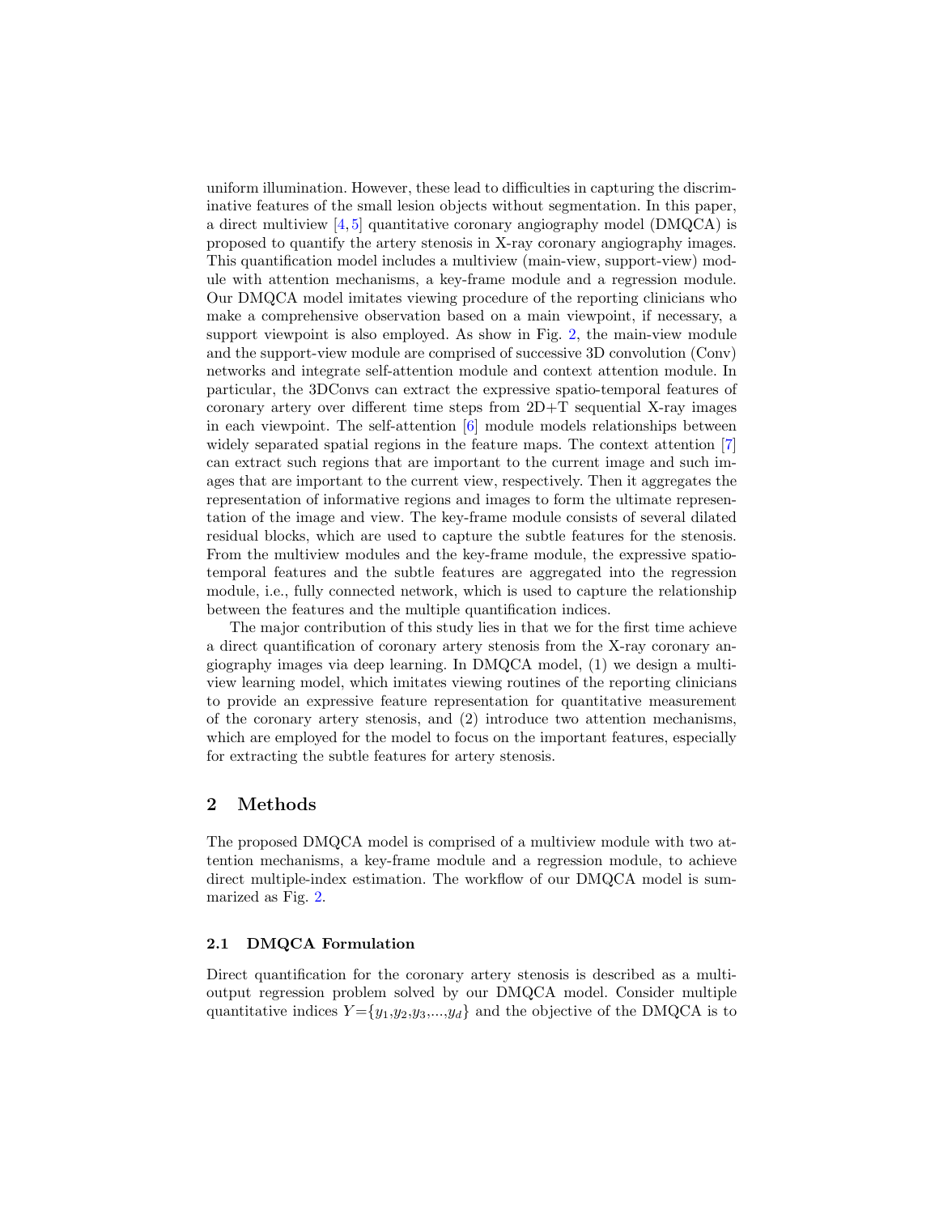uniform illumination. However, these lead to difficulties in capturing the discriminative features of the small lesion objects without segmentation. In this paper, a direct multiview [4,5] quantitative coronary angiography model (DMQCA) is proposed to quantify the artery stenosis in X-ray coronary angiography images. This quantification model includes a multiview (main-view, support-view) module with attention mechanisms, a key-frame module and a regression module. Our DMQCA model imitates viewing procedure of the reporting clinicians who make a comprehensive observation based on a main viewpoint, if necessary, a support viewpoint is also employed. As show in Fig. 2, the main-view module and the support-view module are comprised of successive 3D convolution (Conv) networks and integrate self-attention module and context attention module. In particular, the 3DConvs can extract the expressive spatio-temporal features of coronary artery over different time steps from 2D+T sequential X-ray images in each viewpoint. The self-attention [6] module models relationships between widely separated spatial regions in the feature maps. The context attention [7] can extract such regions that are important to the current image and such images that are important to the current view, respectively. Then it aggregates the representation of informative regions and images to form the ultimate representation of the image and view. The key-frame module consists of several dilated residual blocks, which are used to capture the subtle features for the stenosis. From the multiview modules and the key-frame module, the expressive spatio-temporal features and the subtle features are aggregated into the regression module, i.e., fully connected network, which is used to capture the relationship between the features and the multiple quantification indices.

The major contribution of this study lies in that we for the first time achieve a direct quantification of coronary artery stenosis from the X-ray coronary angiography images via deep learning. In DMQCA model, (1) we design a multiview learning model, which imitates viewing routines of the reporting clinicians to provide an expressive feature representation for quantitative measurement of the coronary artery stenosis, and (2) introduce two attention mechanisms, which are employed for the model to focus on the important features, especially for extracting the subtle features for artery stenosis.

## 2 Methods

The proposed DMQCA model is comprised of a multiview module with two attention mechanisms, a key-frame module and a regression module, to achieve direct multiple-index estimation. The workflow of our DMQCA model is summarized as Fig. 2.

### 2.1 DMQCA Formulation

Direct quantification for the coronary artery stenosis is described as a multi-output regression problem solved by our DMQCA model. Consider multiple quantitative indices $Y=\{y_1,y_2,y_3,...,y_d\}$ and the objective of the DMQCA is to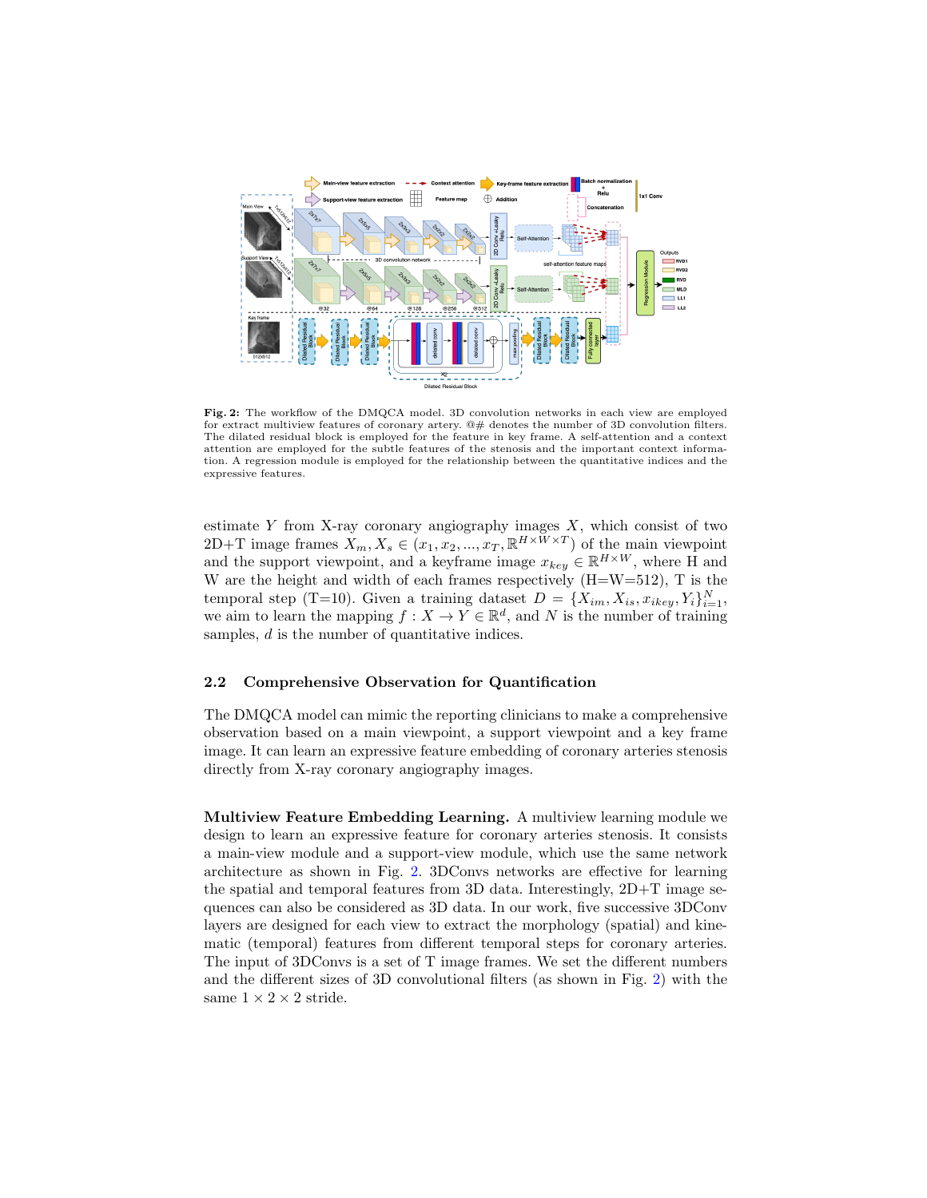**Fig. 2:** The workflow of the DMQCA model. 3D convolution networks in each view are employed for extract multiview features of coronary artery. @# denotes the number of 3D convolution filters. The dilated residual block is employed for the feature in key frame. A self-attention and a context attention are employed for the subtle features of the stenosis and the important context information. A regression module is employed for the relationship between the quantitative indices and the expressive features.

estimate $Y$ from X-ray coronary angiography images $X$, which consist of two 2D+T image frames $X_m, X_s \in (x_1, x_2, ..., x_T, \mathbb{R}^{H \times W \times T})$ of the main viewpoint and the support viewpoint, and a keyframe image $x_{key} \in \mathbb{R}^{H \times W}$, where H and W are the height and width of each frames respectively (H=W=512), T is the temporal step (T=10). Given a training dataset $D = \{X_{im}, X_{is}, x_{ikey}, Y_i\}_{i=1}^{N}$, we aim to learn the mapping $f : X \to Y \in \mathbb{R}^d$, and $N$ is the number of training samples, $d$ is the number of quantitative indices.

### 2.2 Comprehensive Observation for Quantification

The DMQCA model can mimic the reporting clinicians to make a comprehensive observation based on a main viewpoint, a support viewpoint and a key frame image. It can learn an expressive feature embedding of coronary arteries stenosis directly from X-ray coronary angiography images.

**Multiview Feature Embedding Learning.** A multiview learning module we design to learn an expressive feature for coronary arteries stenosis. It consists a main-view module and a support-view module, which use the same network architecture as shown in Fig. 2. 3DConvs networks are effective for learning the spatial and temporal features from 3D data. Interestingly, 2D+T image sequences can also be considered as 3D data. In our work, five successive 3DConv layers are designed for each view to extract the morphology (spatial) and kinematic (temporal) features from different temporal steps for coronary arteries. The input of 3DConvs is a set of T image frames. We set the different numbers and the different sizes of 3D convolutional filters (as shown in Fig. 2) with the same $1 \times 2 \times 2$ stride.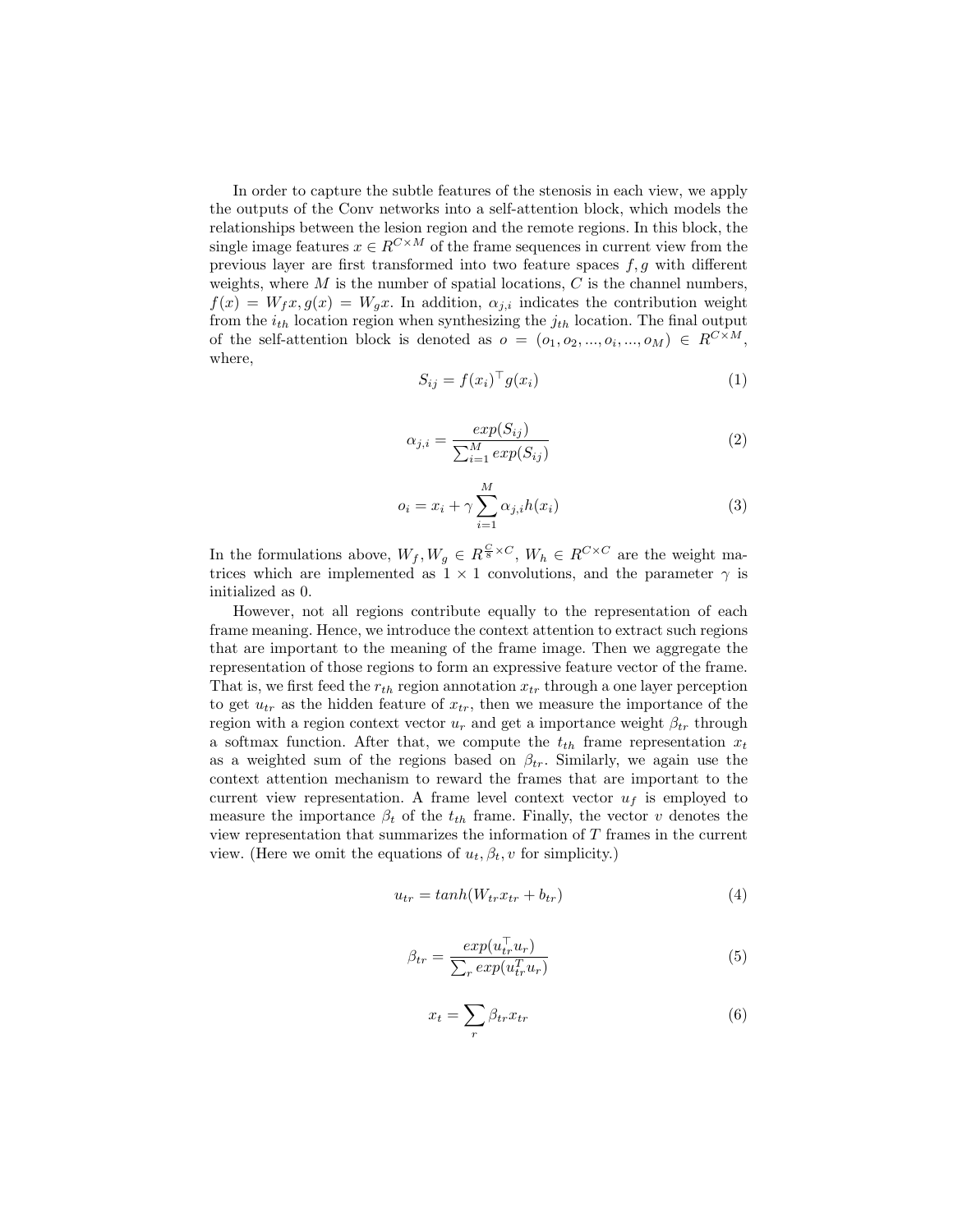In order to capture the subtle features of the stenosis in each view, we apply the outputs of the Conv networks into a self-attention block, which models the relationships between the lesion region and the remote regions. In this block, the single image features $x \in R^{C \times M}$ of the frame sequences in current view from the previous layer are first transformed into two feature spaces $f, g$ with different weights, where $M$ is the number of spatial locations, $C$ is the channel numbers, $f(x) = W_f x, g(x) = W_g x$. In addition, $\alpha_{j,i}$ indicates the contribution weight from the $i_{th}$ location region when synthesizing the $j_{th}$ location. The final output of the self-attention block is denoted as $o = (o_1, o_2, ..., o_i, ..., o_M) \in R^{C \times M}$, where,

$$S_{ij} = f(x_i)^\top g(x_i) \tag{1}$$

$$\alpha_{j,i} = \frac{exp(S_{ij})}{\sum_{i=1}^{M} exp(S_{ij})} \tag{2}$$

$$o_i = x_i + \gamma \sum_{i=1}^{M} \alpha_{j,i} h(x_i) \tag{3}$$

In the formulations above, $W_f, W_g \in R^{\frac{C}{8} \times C}$, $W_h \in R^{C \times C}$ are the weight matrices which are implemented as $1 \times 1$ convolutions, and the parameter $\gamma$ is initialized as 0.

However, not all regions contribute equally to the representation of each frame meaning. Hence, we introduce the context attention to extract such regions that are important to the meaning of the frame image. Then we aggregate the representation of those regions to form an expressive feature vector of the frame. That is, we first feed the $r_{th}$ region annotation $x_{tr}$ through a one layer perception to get $u_{tr}$ as the hidden feature of $x_{tr}$, then we measure the importance of the region with a region context vector $u_r$ and get a importance weight $\beta_{tr}$ through a softmax function. After that, we compute the $t_{th}$ frame representation $x_t$ as a weighted sum of the regions based on $\beta_{tr}$. Similarly, we again use the context attention mechanism to reward the frames that are important to the current view representation. A frame level context vector $u_f$ is employed to measure the importance $\beta_t$ of the $t_{th}$ frame. Finally, the vector $v$ denotes the view representation that summarizes the information of $T$ frames in the current view. (Here we omit the equations of $u_t, \beta_t, v$ for simplicity.)

$$u_{tr} = tanh(W_{tr} x_{tr} + b_{tr}) \tag{4}$$

$$\beta_{tr} = \frac{exp(u_{tr}^\top u_r)}{\sum_r exp(u_{tr}^T u_r)} \tag{5}$$

$$x_t = \sum_r \beta_{tr} x_{tr} \tag{6}$$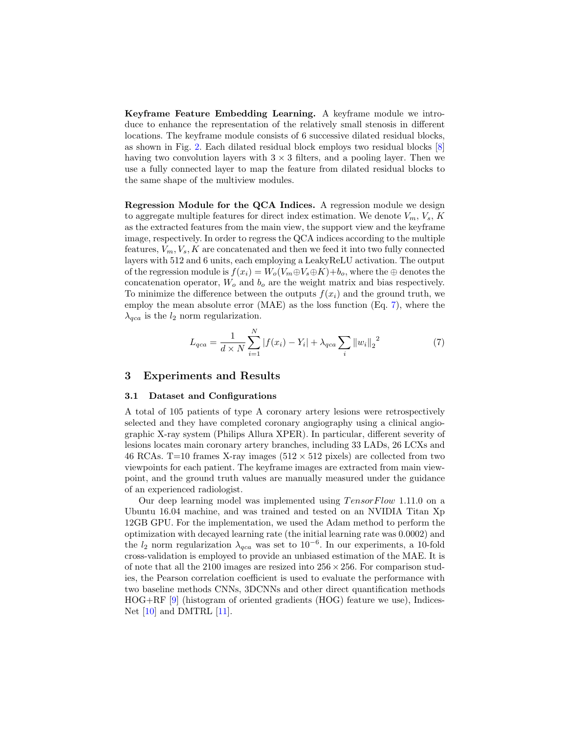**Keyframe Feature Embedding Learning.** A keyframe module we introduce to enhance the representation of the relatively small stenosis in different locations. The keyframe module consists of 6 successive dilated residual blocks, as shown in Fig. 2. Each dilated residual block employs two residual blocks [8] having two convolution layers with $3 \times 3$ filters, and a pooling layer. Then we use a fully connected layer to map the feature from dilated residual blocks to the same shape of the multiview modules.

**Regression Module for the QCA Indices.** A regression module we design to aggregate multiple features for direct index estimation. We denote $V_m$, $V_s$, $K$ as the extracted features from the main view, the support view and the keyframe image, respectively. In order to regress the QCA indices according to the multiple features, $V_m, V_s, K$ are concatenated and then we feed it into two fully connected layers with 512 and 6 units, each employing a LeakyReLU activation. The output of the regression module is $f(x_i) = W_o(V_m \oplus V_s \oplus K) + b_o$, where the $\oplus$ denotes the concatenation operator, $W_o$ and $b_o$ are the weight matrix and bias respectively. To minimize the difference between the outputs $f(x_i)$ and the ground truth, we employ the mean absolute error (MAE) as the loss function (Eq. 7), where the $\lambda_{qca}$ is the $l_2$ norm regularization.

$$L_{qca} = \frac{1}{d \times N} \sum_{i=1}^{N} |f(x_i) - Y_i| + \lambda_{qca} \sum_{i} {\|w_i\|_2}^2 \tag{7}$$

## 3 Experiments and Results

### 3.1 Dataset and Configurations

A total of 105 patients of type A coronary artery lesions were retrospectively selected and they have completed coronary angiography using a clinical angiographic X-ray system (Philips Allura XPER). In particular, different severity of lesions locates main coronary artery branches, including 33 LADs, 26 LCXs and 46 RCAs. T=10 frames X-ray images ($512 \times 512$ pixels) are collected from two viewpoints for each patient. The keyframe images are extracted from main viewpoint, and the ground truth values are manually measured under the guidance of an experienced radiologist.

Our deep learning model was implemented using $TensorFlow$ 1.11.0 on a Ubuntu 16.04 machine, and was trained and tested on an NVIDIA Titan Xp 12GB GPU. For the implementation, we used the Adam method to perform the optimization with decayed learning rate (the initial learning rate was 0.0002) and the $l_2$ norm regularization $\lambda_{qca}$ was set to $10^{-6}$. In our experiments, a 10-fold cross-validation is employed to provide an unbiased estimation of the MAE. It is of note that all the 2100 images are resized into $256 \times 256$. For comparison studies, the Pearson correlation coefficient is used to evaluate the performance with two baseline methods CNNs, 3DCNNs and other direct quantification methods HOG+RF [9] (histogram of oriented gradients (HOG) feature we use), Indices-Net [10] and DMTRL [11].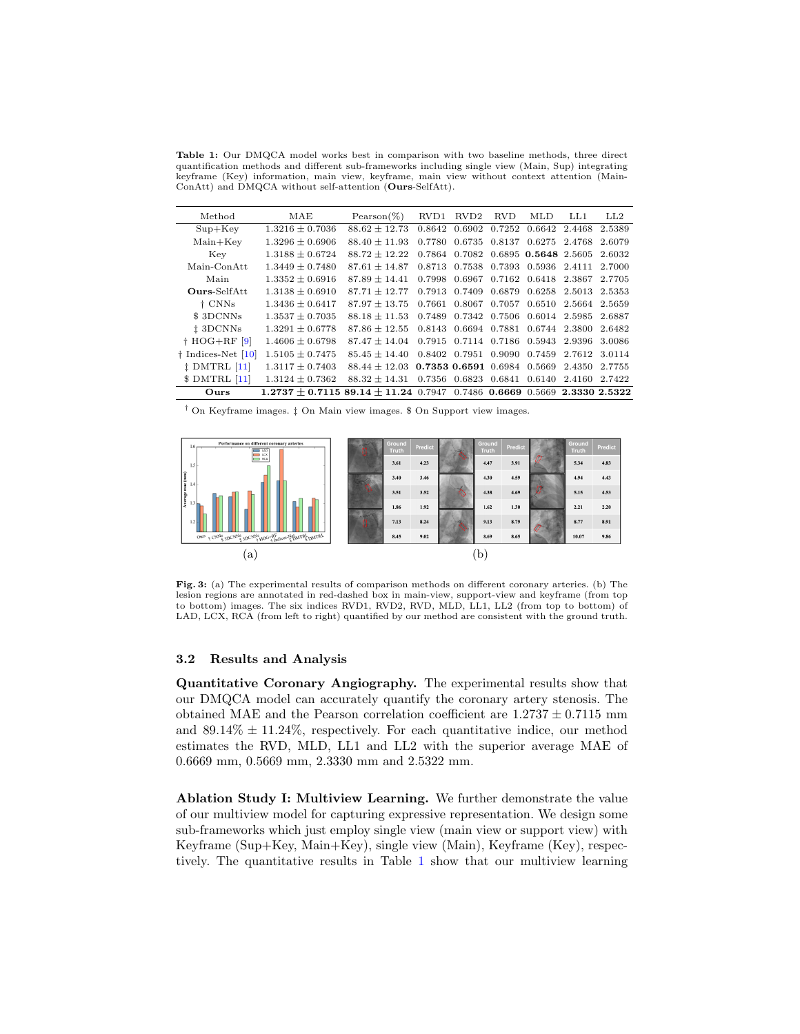**Table 1:** Our DMQCA model works best in comparison with two baseline methods, three direct quantification methods and different sub-frameworks including single view (Main, Sup) integrating keyframe (Key) information, main view, keyframe, main view without context attention (Main-ConAtt) and DMQCA without self-attention (**Ours**-SelfAtt).

| Method | MAE | Pearson(%) | RVD1 | RVD2 | RVD | MLD | LL1 | LL2 |
|---|---|---|---|---|---|---|---|---|
| Sup+Key | $1.3216 \pm 0.7036$ | $88.62 \pm 12.73$ | 0.8642 | 0.6902 | 0.7252 | 0.6642 | 2.4468 | 2.5389 |
| Main+Key | $1.3296 \pm 0.6906$ | $88.40 \pm 11.93$ | 0.7780 | 0.6735 | 0.8137 | 0.6275 | 2.4768 | 2.6079 |
| Key | $1.3188 \pm 0.6724$ | $88.72 \pm 12.22$ | 0.7864 | 0.7082 | 0.6895 | **0.5648** | 2.5605 | 2.6032 |
| Main-ConAtt | $1.3449 \pm 0.7480$ | $87.61 \pm 14.87$ | 0.8713 | 0.7538 | 0.7393 | 0.5936 | 2.4111 | 2.7000 |
| Main | $1.3352 \pm 0.6916$ | $87.89 \pm 14.41$ | 0.7998 | 0.6967 | 0.7162 | 0.6418 | 2.3867 | 2.7705 |
| **Ours**-SelfAtt | $1.3138 \pm 0.6910$ | $87.71 \pm 12.77$ | 0.7913 | 0.7409 | 0.6879 | 0.6258 | 2.5013 | 2.5353 |
| † CNNs | $1.3436 \pm 0.6417$ | $87.97 \pm 13.75$ | 0.7661 | 0.8067 | 0.7057 | 0.6510 | 2.5664 | 2.5659 |
| $ 3DCNNs | $1.3537 \pm 0.7035$ | $88.18 \pm 11.53$ | 0.7489 | 0.7342 | 0.7506 | 0.6014 | 2.5985 | 2.6887 |
| ‡ 3DCNNs | $1.3291 \pm 0.6778$ | $87.86 \pm 12.55$ | 0.8143 | 0.6694 | 0.7881 | 0.6744 | 2.3800 | 2.6482 |
| † HOG+RF [9] | $1.4606 \pm 0.6798$ | $87.47 \pm 14.04$ | 0.7915 | 0.7114 | 0.7186 | 0.5943 | 2.9396 | 3.0086 |
| † Indices-Net [10] | $1.5105 \pm 0.7475$ | $85.45 \pm 14.40$ | 0.8402 | 0.7951 | 0.9090 | 0.7459 | 2.7612 | 3.0114 |
| ‡ DMTRL [11] | $1.3117 \pm 0.7403$ | $88.44 \pm 12.03$ | **0.7353** | **0.6591** | 0.6984 | 0.5669 | 2.4350 | 2.7755 |
| $ DMTRL [11] | $1.3124 \pm 0.7362$ | $88.32 \pm 14.31$ | 0.7356 | 0.6823 | 0.6841 | 0.6140 | 2.4160 | 2.7422 |
| **Ours** | $\mathbf{1.2737 \pm 0.7115}$ | $\mathbf{89.14 \pm 11.24}$ | 0.7947 | 0.7486 | **0.6669** | 0.5669 | **2.3330** | **2.5322** |

† On Keyframe images. ‡ On Main view images. $ On Support view images.

**Fig. 3:** (a) The experimental results of comparison methods on different coronary arteries. (b) The lesion regions are annotated in red-dashed box in main-view, support-view and keyframe (from top to bottom) images. The six indices RVD1, RVD2, RVD, MLD, LL1, LL2 (from top to bottom) of LAD, LCX, RCA (from left to right) quantified by our method are consistent with the ground truth.

### 3.2 Results and Analysis

**Quantitative Coronary Angiography.** The experimental results show that our DMQCA model can accurately quantify the coronary artery stenosis. The obtained MAE and the Pearson correlation coefficient are $1.2737 \pm 0.7115$ mm and $89.14\% \pm 11.24\%$, respectively. For each quantitative indice, our method estimates the RVD, MLD, LL1 and LL2 with the superior average MAE of 0.6669 mm, 0.5669 mm, 2.3330 mm and 2.5322 mm.

**Ablation Study I: Multiview Learning.** We further demonstrate the value of our multiview model for capturing expressive representation. We design some sub-frameworks which just employ single view (main view or support view) with Keyframe (Sup+Key, Main+Key), single view (Main), Keyframe (Key), respectively. The quantitative results in Table 1 show that our multiview learning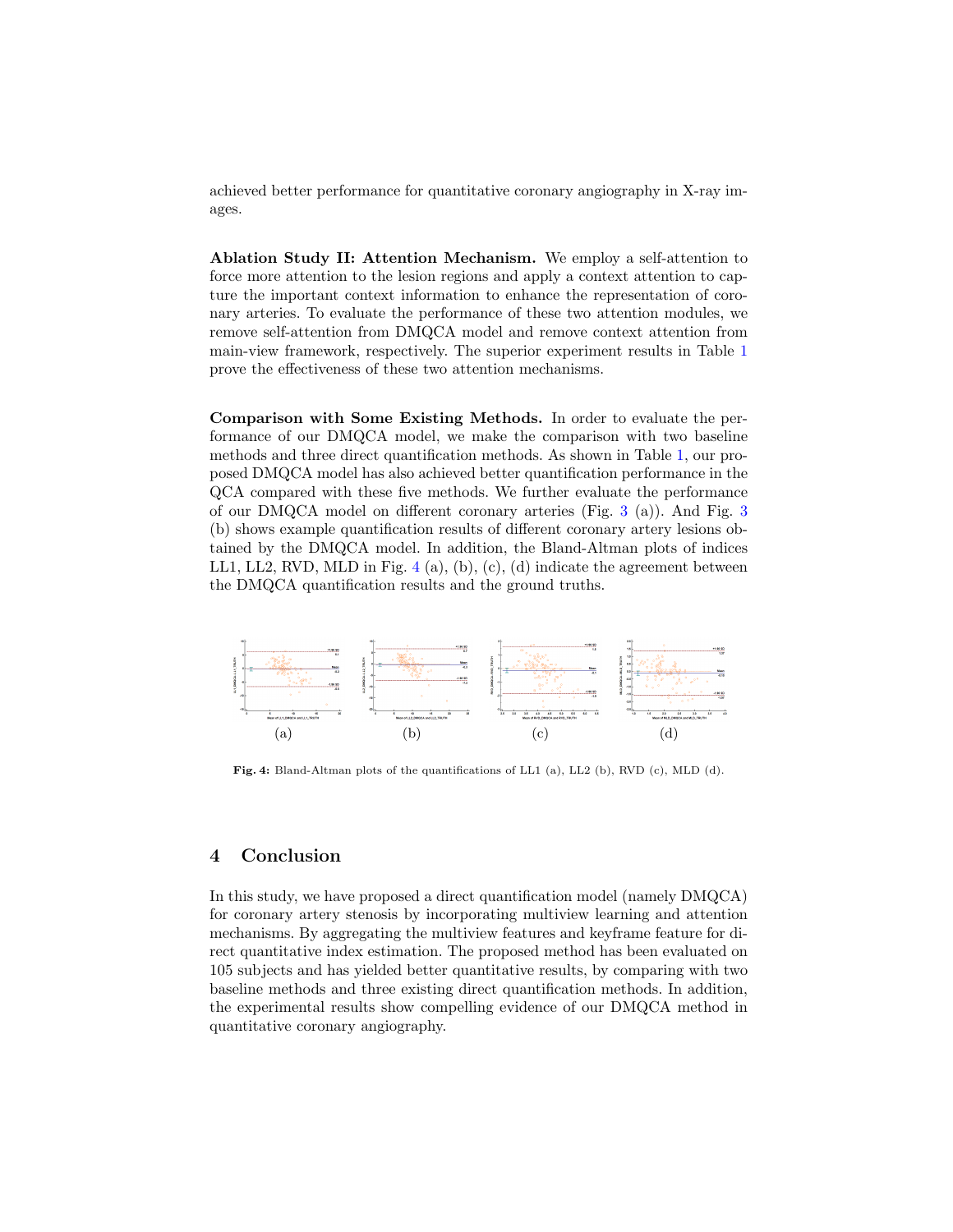achieved better performance for quantitative coronary angiography in X-ray images.

**Ablation Study II: Attention Mechanism.** We employ a self-attention to force more attention to the lesion regions and apply a context attention to capture the important context information to enhance the representation of coronary arteries. To evaluate the performance of these two attention modules, we remove self-attention from DMQCA model and remove context attention from main-view framework, respectively. The superior experiment results in Table 1 prove the effectiveness of these two attention mechanisms.

**Comparison with Some Existing Methods.** In order to evaluate the performance of our DMQCA model, we make the comparison with two baseline methods and three direct quantification methods. As shown in Table 1, our proposed DMQCA model has also achieved better quantification performance in the QCA compared with these five methods. We further evaluate the performance of our DMQCA model on different coronary arteries (Fig. 3 (a)). And Fig. 3 (b) shows example quantification results of different coronary artery lesions obtained by the DMQCA model. In addition, the Bland-Altman plots of indices LL1, LL2, RVD, MLD in Fig. 4 (a), (b), (c), (d) indicate the agreement between the DMQCA quantification results and the ground truths.

(a) (b) (c) (d)

**Fig. 4:** Bland-Altman plots of the quantifications of LL1 (a), LL2 (b), RVD (c), MLD (d).

## 4 Conclusion

In this study, we have proposed a direct quantification model (namely DMQCA) for coronary artery stenosis by incorporating multiview learning and attention mechanisms. By aggregating the multiview features and keyframe feature for direct quantitative index estimation. The proposed method has been evaluated on 105 subjects and has yielded better quantitative results, by comparing with two baseline methods and three existing direct quantification methods. In addition, the experimental results show compelling evidence of our DMQCA method in quantitative coronary angiography.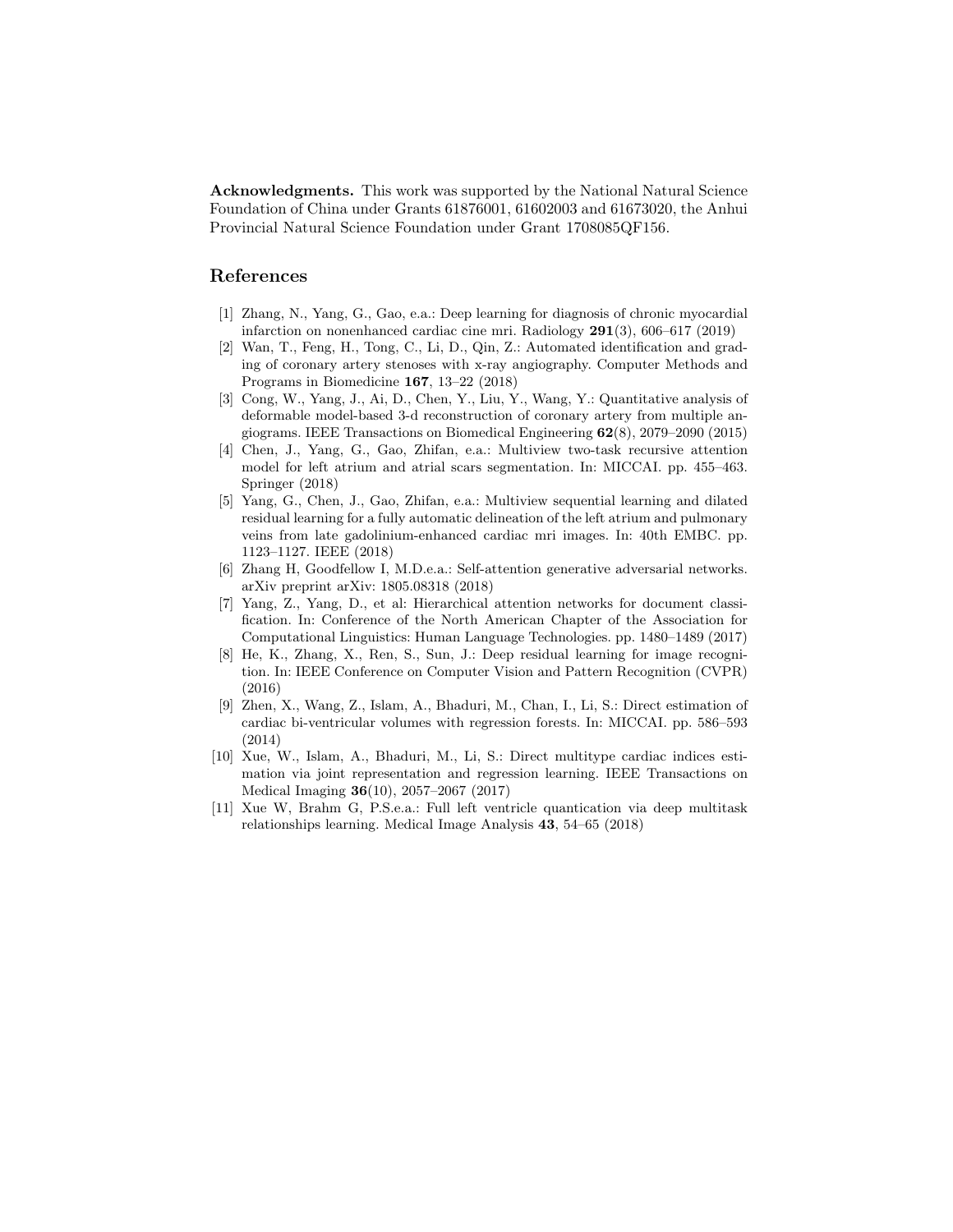**Acknowledgments.** This work was supported by the National Natural Science Foundation of China under Grants 61876001, 61602003 and 61673020, the Anhui Provincial Natural Science Foundation under Grant 1708085QF156.

## References

[1] Zhang, N., Yang, G., Gao, e.a.: Deep learning for diagnosis of chronic myocardial infarction on nonenhanced cardiac cine mri. Radiology **291**(3), 606–617 (2019)

[2] Wan, T., Feng, H., Tong, C., Li, D., Qin, Z.: Automated identification and grading of coronary artery stenoses with x-ray angiography. Computer Methods and Programs in Biomedicine **167**, 13–22 (2018)

[3] Cong, W., Yang, J., Ai, D., Chen, Y., Liu, Y., Wang, Y.: Quantitative analysis of deformable model-based 3-d reconstruction of coronary artery from multiple angiograms. IEEE Transactions on Biomedical Engineering **62**(8), 2079–2090 (2015)

[4] Chen, J., Yang, G., Gao, Zhifan, e.a.: Multiview two-task recursive attention model for left atrium and atrial scars segmentation. In: MICCAI. pp. 455–463. Springer (2018)

[5] Yang, G., Chen, J., Gao, Zhifan, e.a.: Multiview sequential learning and dilated residual learning for a fully automatic delineation of the left atrium and pulmonary veins from late gadolinium-enhanced cardiac mri images. In: 40th EMBC. pp. 1123–1127. IEEE (2018)

[6] Zhang H, Goodfellow I, M.D.e.a.: Self-attention generative adversarial networks. arXiv preprint arXiv: 1805.08318 (2018)

[7] Yang, Z., Yang, D., et al: Hierarchical attention networks for document classification. In: Conference of the North American Chapter of the Association for Computational Linguistics: Human Language Technologies. pp. 1480–1489 (2017)

[8] He, K., Zhang, X., Ren, S., Sun, J.: Deep residual learning for image recognition. In: IEEE Conference on Computer Vision and Pattern Recognition (CVPR) (2016)

[9] Zhen, X., Wang, Z., Islam, A., Bhaduri, M., Chan, I., Li, S.: Direct estimation of cardiac bi-ventricular volumes with regression forests. In: MICCAI. pp. 586–593 (2014)

[10] Xue, W., Islam, A., Bhaduri, M., Li, S.: Direct multitype cardiac indices estimation via joint representation and regression learning. IEEE Transactions on Medical Imaging **36**(10), 2057–2067 (2017)

[11] Xue W, Brahm G, P.S.e.a.: Full left ventricle quantication via deep multitask relationships learning. Medical Image Analysis **43**, 54–65 (2018)